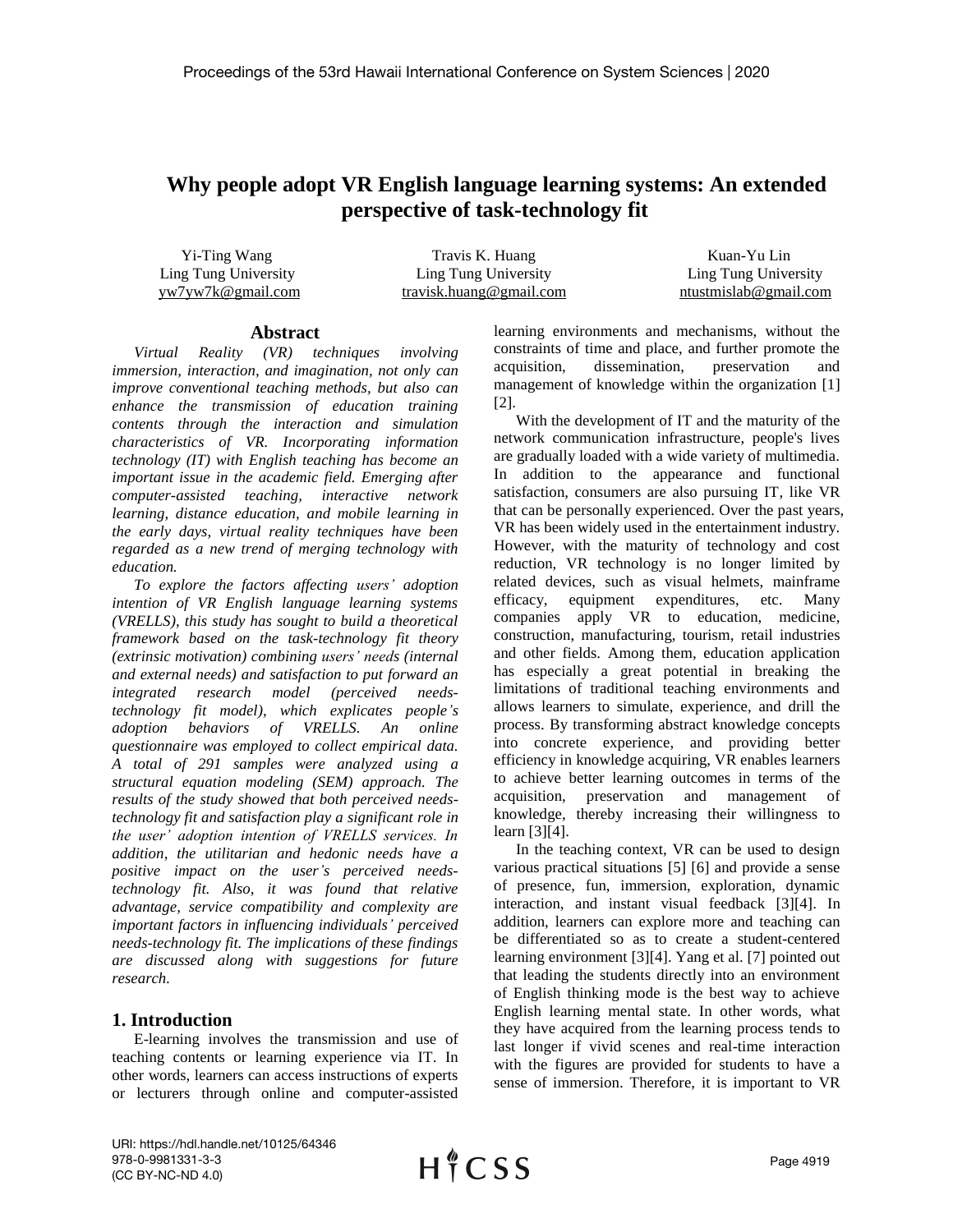# Why people adopt VR English language learning systems: An extended perspective of task-technology fit

Yi-Ting Wang
Ling Tung University
yw7yw7k@gmail.com

Travis K. Huang
Ling Tung University
travisk.huang@gmail.com

Kuan-Yu Lin
Ling Tung University
ntustmislab@gmail.com

## Abstract

*Virtual Reality (VR) techniques involving immersion, interaction, and imagination, not only can improve conventional teaching methods, but also can enhance the transmission of education training contents through the interaction and simulation characteristics of VR. Incorporating information technology (IT) with English teaching has become an important issue in the academic field. Emerging after computer-assisted teaching, interactive network learning, distance education, and mobile learning in the early days, virtual reality techniques have been regarded as a new trend of merging technology with education.*

*To explore the factors affecting users' adoption intention of VR English language learning systems (VRELLS), this study has sought to build a theoretical framework based on the task-technology fit theory (extrinsic motivation) combining users' needs (internal and external needs) and satisfaction to put forward an integrated research model (perceived needs-technology fit model), which explicates people's adoption behaviors of VRELLS. An online questionnaire was employed to collect empirical data. A total of 291 samples were analyzed using a structural equation modeling (SEM) approach. The results of the study showed that both perceived needs-technology fit and satisfaction play a significant role in the user' adoption intention of VRELLS services. In addition, the utilitarian and hedonic needs have a positive impact on the user's perceived needs-technology fit. Also, it was found that relative advantage, service compatibility and complexity are important factors in influencing individuals' perceived needs-technology fit. The implications of these findings are discussed along with suggestions for future research.*

## 1. Introduction

E-learning involves the transmission and use of teaching contents or learning experience via IT. In other words, learners can access instructions of experts or lecturers through online and computer-assisted learning environments and mechanisms, without the constraints of time and place, and further promote the acquisition, dissemination, preservation and management of knowledge within the organization [1] [2].

With the development of IT and the maturity of the network communication infrastructure, people's lives are gradually loaded with a wide variety of multimedia. In addition to the appearance and functional satisfaction, consumers are also pursuing IT, like VR that can be personally experienced. Over the past years, VR has been widely used in the entertainment industry. However, with the maturity of technology and cost reduction, VR technology is no longer limited by related devices, such as visual helmets, mainframe efficacy, equipment expenditures, etc. Many companies apply VR to education, medicine, construction, manufacturing, tourism, retail industries and other fields. Among them, education application has especially a great potential in breaking the limitations of traditional teaching environments and allows learners to simulate, experience, and drill the process. By transforming abstract knowledge concepts into concrete experience, and providing better efficiency in knowledge acquiring, VR enables learners to achieve better learning outcomes in terms of the acquisition, preservation and management of knowledge, thereby increasing their willingness to learn [3][4].

In the teaching context, VR can be used to design various practical situations [5] [6] and provide a sense of presence, fun, immersion, exploration, dynamic interaction, and instant visual feedback [3][4]. In addition, learners can explore more and teaching can be differentiated so as to create a student-centered learning environment [3][4]. Yang et al. [7] pointed out that leading the students directly into an environment of English thinking mode is the best way to achieve English learning mental state. In other words, what they have acquired from the learning process tends to last longer if vivid scenes and real-time interaction with the figures are provided for students to have a sense of immersion. Therefore, it is important to VR

URI: https://hdl.handle.net/10125/64346
978-0-9981331-3-3
(CC BY-NC-ND 4.0)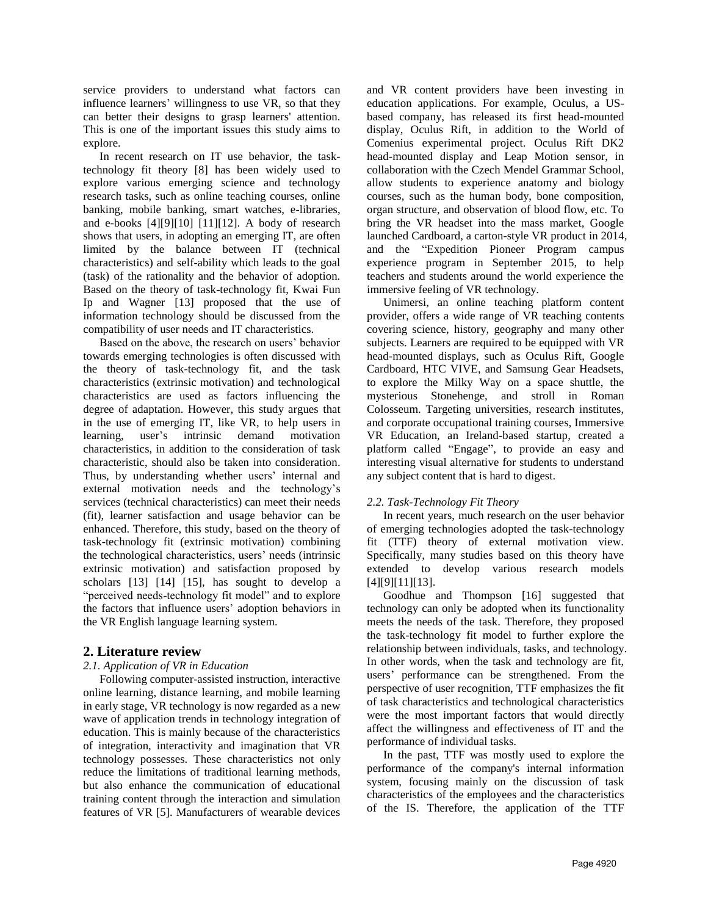service providers to understand what factors can influence learners' willingness to use VR, so that they can better their designs to grasp learners' attention. This is one of the important issues this study aims to explore.

In recent research on IT use behavior, the task-technology fit theory [8] has been widely used to explore various emerging science and technology research tasks, such as online teaching courses, online banking, mobile banking, smart watches, e-libraries, and e-books [4][9][10] [11][12]. A body of research shows that users, in adopting an emerging IT, are often limited by the balance between IT (technical characteristics) and self-ability which leads to the goal (task) of the rationality and the behavior of adoption. Based on the theory of task-technology fit, Kwai Fun Ip and Wagner [13] proposed that the use of information technology should be discussed from the compatibility of user needs and IT characteristics.

Based on the above, the research on users' behavior towards emerging technologies is often discussed with the theory of task-technology fit, and the task characteristics (extrinsic motivation) and technological characteristics are used as factors influencing the degree of adaptation. However, this study argues that in the use of emerging IT, like VR, to help users in learning, user's intrinsic demand motivation characteristics, in addition to the consideration of task characteristic, should also be taken into consideration. Thus, by understanding whether users' internal and external motivation needs and the technology's services (technical characteristics) can meet their needs (fit), learner satisfaction and usage behavior can be enhanced. Therefore, this study, based on the theory of task-technology fit (extrinsic motivation) combining the technological characteristics, users' needs (intrinsic extrinsic motivation) and satisfaction proposed by scholars [13] [14] [15], has sought to develop a "perceived needs-technology fit model" and to explore the factors that influence users' adoption behaviors in the VR English language learning system.

## 2. Literature review

### *2.1. Application of VR in Education*

Following computer-assisted instruction, interactive online learning, distance learning, and mobile learning in early stage, VR technology is now regarded as a new wave of application trends in technology integration of education. This is mainly because of the characteristics of integration, interactivity and imagination that VR technology possesses. These characteristics not only reduce the limitations of traditional learning methods, but also enhance the communication of educational training content through the interaction and simulation features of VR [5]. Manufacturers of wearable devices and VR content providers have been investing in education applications. For example, Oculus, a US-based company, has released its first head-mounted display, Oculus Rift, in addition to the World of Comenius experimental project. Oculus Rift DK2 head-mounted display and Leap Motion sensor, in collaboration with the Czech Mendel Grammar School, allow students to experience anatomy and biology courses, such as the human body, bone composition, organ structure, and observation of blood flow, etc. To bring the VR headset into the mass market, Google launched Cardboard, a carton-style VR product in 2014, and the "Expedition Pioneer Program campus experience program in September 2015, to help teachers and students around the world experience the immersive feeling of VR technology.

Unimersi, an online teaching platform content provider, offers a wide range of VR teaching contents covering science, history, geography and many other subjects. Learners are required to be equipped with VR head-mounted displays, such as Oculus Rift, Google Cardboard, HTC VIVE, and Samsung Gear Headsets, to explore the Milky Way on a space shuttle, the mysterious Stonehenge, and stroll in Roman Colosseum. Targeting universities, research institutes, and corporate occupational training courses, Immersive VR Education, an Ireland-based startup, created a platform called "Engage", to provide an easy and interesting visual alternative for students to understand any subject content that is hard to digest.

### *2.2. Task-Technology Fit Theory*

In recent years, much research on the user behavior of emerging technologies adopted the task-technology fit (TTF) theory of external motivation view. Specifically, many studies based on this theory have extended to develop various research models [4][9][11][13].

Goodhue and Thompson [16] suggested that technology can only be adopted when its functionality meets the needs of the task. Therefore, they proposed the task-technology fit model to further explore the relationship between individuals, tasks, and technology. In other words, when the task and technology are fit, users' performance can be strengthened. From the perspective of user recognition, TTF emphasizes the fit of task characteristics and technological characteristics were the most important factors that would directly affect the willingness and effectiveness of IT and the performance of individual tasks.

In the past, TTF was mostly used to explore the performance of the company's internal information system, focusing mainly on the discussion of task characteristics of the employees and the characteristics of the IS. Therefore, the application of the TTF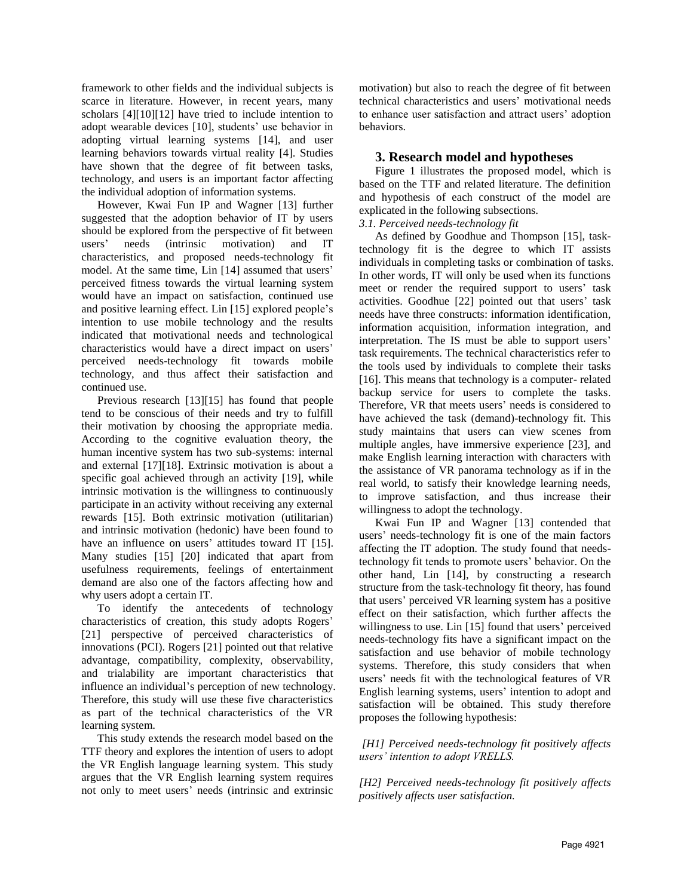framework to other fields and the individual subjects is scarce in literature. However, in recent years, many scholars [4][10][12] have tried to include intention to adopt wearable devices [10], students' use behavior in adopting virtual learning systems [14], and user learning behaviors towards virtual reality [4]. Studies have shown that the degree of fit between tasks, technology, and users is an important factor affecting the individual adoption of information systems.

However, Kwai Fun IP and Wagner [13] further suggested that the adoption behavior of IT by users should be explored from the perspective of fit between users' needs (intrinsic motivation) and IT characteristics, and proposed needs-technology fit model. At the same time, Lin [14] assumed that users' perceived fitness towards the virtual learning system would have an impact on satisfaction, continued use and positive learning effect. Lin [15] explored people's intention to use mobile technology and the results indicated that motivational needs and technological characteristics would have a direct impact on users' perceived needs-technology fit towards mobile technology, and thus affect their satisfaction and continued use.

Previous research [13][15] has found that people tend to be conscious of their needs and try to fulfill their motivation by choosing the appropriate media. According to the cognitive evaluation theory, the human incentive system has two sub-systems: internal and external [17][18]. Extrinsic motivation is about a specific goal achieved through an activity [19], while intrinsic motivation is the willingness to continuously participate in an activity without receiving any external rewards [15]. Both extrinsic motivation (utilitarian) and intrinsic motivation (hedonic) have been found to have an influence on users' attitudes toward IT [15]. Many studies [15] [20] indicated that apart from usefulness requirements, feelings of entertainment demand are also one of the factors affecting how and why users adopt a certain IT.

To identify the antecedents of technology characteristics of creation, this study adopts Rogers' [21] perspective of perceived characteristics of innovations (PCI). Rogers [21] pointed out that relative advantage, compatibility, complexity, observability, and trialability are important characteristics that influence an individual's perception of new technology. Therefore, this study will use these five characteristics as part of the technical characteristics of the VR learning system.

This study extends the research model based on the TTF theory and explores the intention of users to adopt the VR English language learning system. This study argues that the VR English learning system requires not only to meet users' needs (intrinsic and extrinsic motivation) but also to reach the degree of fit between technical characteristics and users' motivational needs to enhance user satisfaction and attract users' adoption behaviors.

## 3. Research model and hypotheses

Figure 1 illustrates the proposed model, which is based on the TTF and related literature. The definition and hypothesis of each construct of the model are explicated in the following subsections.

*3.1. Perceived needs-technology fit*

As defined by Goodhue and Thompson [15], task-technology fit is the degree to which IT assists individuals in completing tasks or combination of tasks. In other words, IT will only be used when its functions meet or render the required support to users' task activities. Goodhue [22] pointed out that users' task needs have three constructs: information identification, information acquisition, information integration, and interpretation. The IS must be able to support users' task requirements. The technical characteristics refer to the tools used by individuals to complete their tasks [16]. This means that technology is a computer- related backup service for users to complete the tasks. Therefore, VR that meets users' needs is considered to have achieved the task (demand)-technology fit. This study maintains that users can view scenes from multiple angles, have immersive experience [23], and make English learning interaction with characters with the assistance of VR panorama technology as if in the real world, to satisfy their knowledge learning needs, to improve satisfaction, and thus increase their willingness to adopt the technology.

Kwai Fun IP and Wagner [13] contended that users' needs-technology fit is one of the main factors affecting the IT adoption. The study found that needs-technology fit tends to promote users' behavior. On the other hand, Lin [14], by constructing a research structure from the task-technology fit theory, has found that users' perceived VR learning system has a positive effect on their satisfaction, which further affects the willingness to use. Lin [15] found that users' perceived needs-technology fits have a significant impact on the satisfaction and use behavior of mobile technology systems. Therefore, this study considers that when users' needs fit with the technological features of VR English learning systems, users' intention to adopt and satisfaction will be obtained. This study therefore proposes the following hypothesis:

*[H1] Perceived needs-technology fit positively affects users' intention to adopt VRELLS.*

*[H2] Perceived needs-technology fit positively affects positively affects user satisfaction.*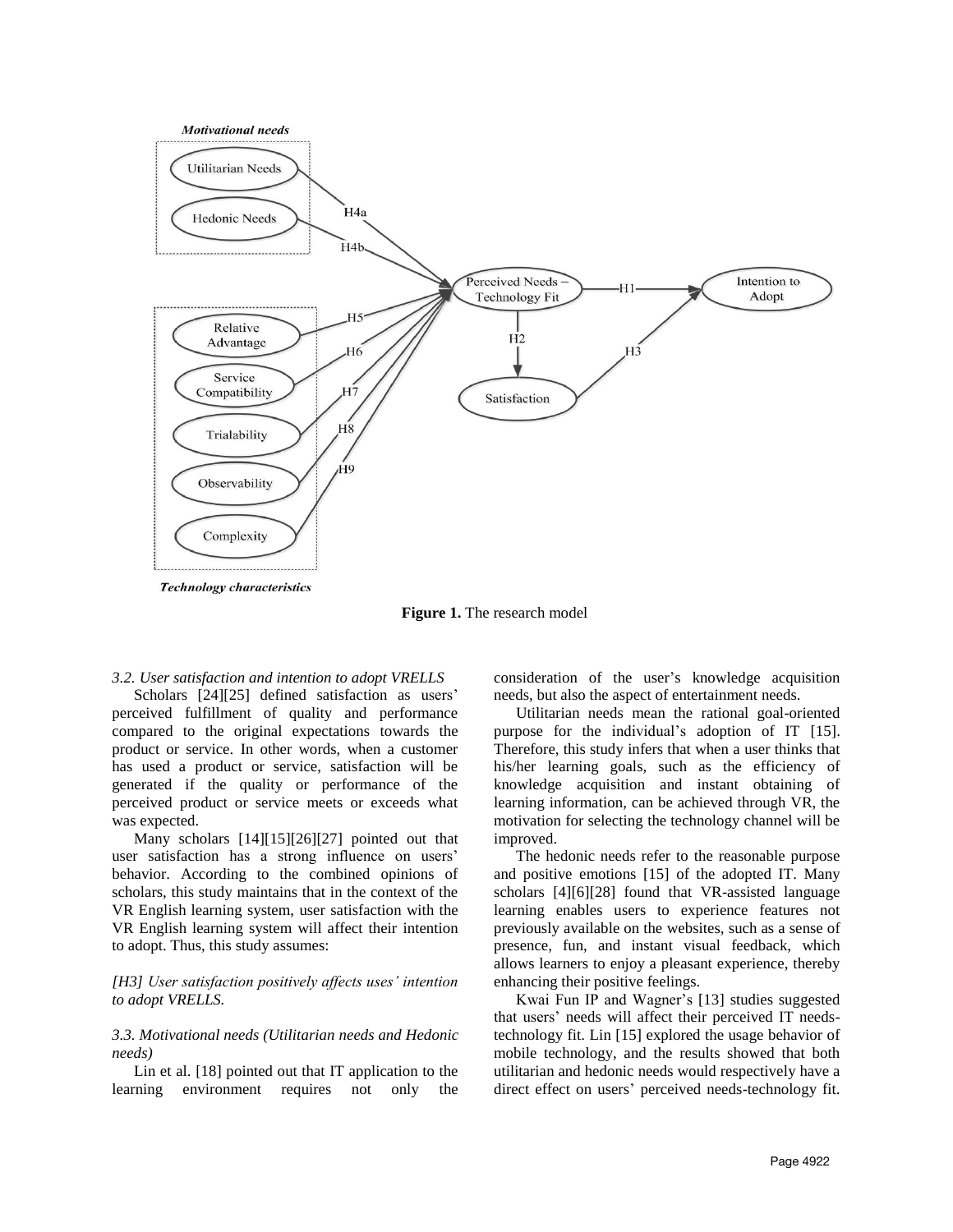**Figure 1.** The research model

*3.2. User satisfaction and intention to adopt VRELLS*

Scholars [24][25] defined satisfaction as users' perceived fulfillment of quality and performance compared to the original expectations towards the product or service. In other words, when a customer has used a product or service, satisfaction will be generated if the quality or performance of the perceived product or service meets or exceeds what was expected.

Many scholars [14][15][26][27] pointed out that user satisfaction has a strong influence on users' behavior. According to the combined opinions of scholars, this study maintains that in the context of the VR English learning system, user satisfaction with the VR English learning system will affect their intention to adopt. Thus, this study assumes:

*[H3] User satisfaction positively affects uses' intention to adopt VRELLS.*

*3.3. Motivational needs (Utilitarian needs and Hedonic needs)*

Lin et al. [18] pointed out that IT application to the learning environment requires not only the consideration of the user's knowledge acquisition needs, but also the aspect of entertainment needs.

Utilitarian needs mean the rational goal-oriented purpose for the individual's adoption of IT [15]. Therefore, this study infers that when a user thinks that his/her learning goals, such as the efficiency of knowledge acquisition and instant obtaining of learning information, can be achieved through VR, the motivation for selecting the technology channel will be improved.

The hedonic needs refer to the reasonable purpose and positive emotions [15] of the adopted IT. Many scholars [4][6][28] found that VR-assisted language learning enables users to experience features not previously available on the websites, such as a sense of presence, fun, and instant visual feedback, which allows learners to enjoy a pleasant experience, thereby enhancing their positive feelings.

Kwai Fun IP and Wagner's [13] studies suggested that users' needs will affect their perceived IT needs-technology fit. Lin [15] explored the usage behavior of mobile technology, and the results showed that both utilitarian and hedonic needs would respectively have a direct effect on users' perceived needs-technology fit.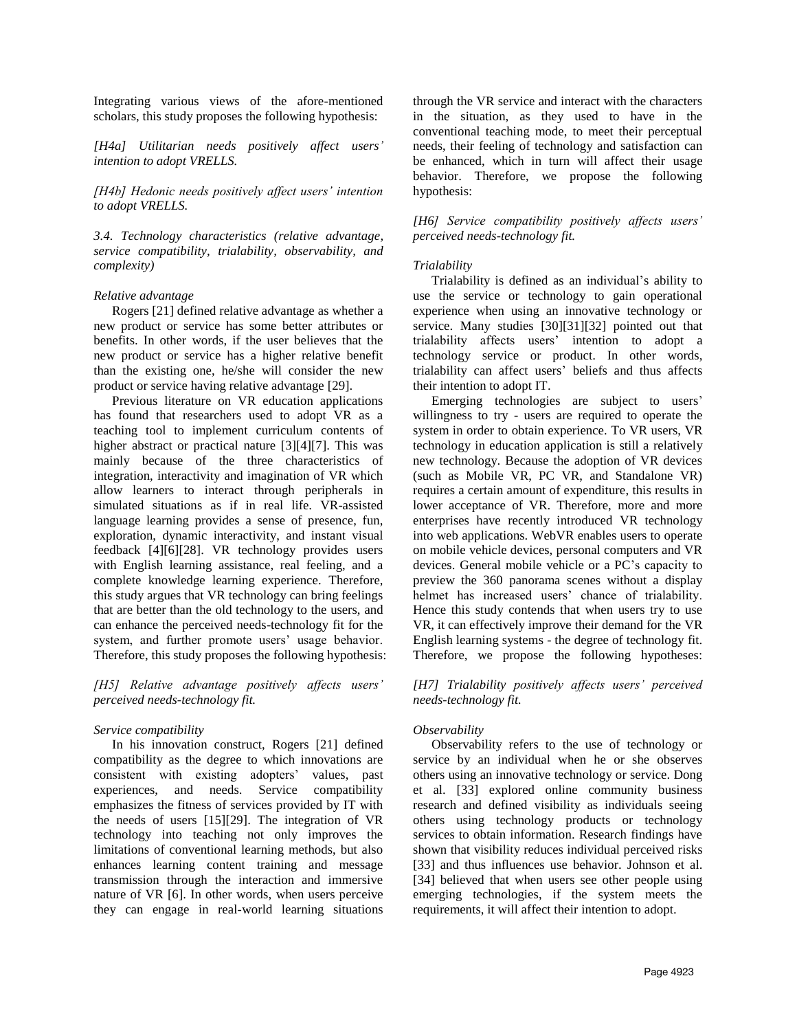Integrating various views of the afore-mentioned scholars, this study proposes the following hypothesis:

*[H4a] Utilitarian needs positively affect users' intention to adopt VRELLS.*

*[H4b] Hedonic needs positively affect users' intention to adopt VRELLS.*

*3.4. Technology characteristics (relative advantage, service compatibility, trialability, observability, and complexity)*

*Relative advantage*

Rogers [21] defined relative advantage as whether a new product or service has some better attributes or benefits. In other words, if the user believes that the new product or service has a higher relative benefit than the existing one, he/she will consider the new product or service having relative advantage [29].

Previous literature on VR education applications has found that researchers used to adopt VR as a teaching tool to implement curriculum contents of higher abstract or practical nature [3][4][7]. This was mainly because of the three characteristics of integration, interactivity and imagination of VR which allow learners to interact through peripherals in simulated situations as if in real life. VR-assisted language learning provides a sense of presence, fun, exploration, dynamic interactivity, and instant visual feedback [4][6][28]. VR technology provides users with English learning assistance, real feeling, and a complete knowledge learning experience. Therefore, this study argues that VR technology can bring feelings that are better than the old technology to the users, and can enhance the perceived needs-technology fit for the system, and further promote users' usage behavior. Therefore, this study proposes the following hypothesis:

*[H5] Relative advantage positively affects users' perceived needs-technology fit.*

*Service compatibility*

In his innovation construct, Rogers [21] defined compatibility as the degree to which innovations are consistent with existing adopters' values, past experiences, and needs. Service compatibility emphasizes the fitness of services provided by IT with the needs of users [15][29]. The integration of VR technology into teaching not only improves the limitations of conventional learning methods, but also enhances learning content training and message transmission through the interaction and immersive nature of VR [6]. In other words, when users perceive they can engage in real-world learning situations through the VR service and interact with the characters in the situation, as they used to have in the conventional teaching mode, to meet their perceptual needs, their feeling of technology and satisfaction can be enhanced, which in turn will affect their usage behavior. Therefore, we propose the following hypothesis:

*[H6] Service compatibility positively affects users' perceived needs-technology fit.*

*Trialability*

Trialability is defined as an individual's ability to use the service or technology to gain operational experience when using an innovative technology or service. Many studies [30][31][32] pointed out that trialability affects users' intention to adopt a technology service or product. In other words, trialability can affect users' beliefs and thus affects their intention to adopt IT.

Emerging technologies are subject to users' willingness to try - users are required to operate the system in order to obtain experience. To VR users, VR technology in education application is still a relatively new technology. Because the adoption of VR devices (such as Mobile VR, PC VR, and Standalone VR) requires a certain amount of expenditure, this results in lower acceptance of VR. Therefore, more and more enterprises have recently introduced VR technology into web applications. WebVR enables users to operate on mobile vehicle devices, personal computers and VR devices. General mobile vehicle or a PC's capacity to preview the 360 panorama scenes without a display helmet has increased users' chance of trialability. Hence this study contends that when users try to use VR, it can effectively improve their demand for the VR English learning systems - the degree of technology fit. Therefore, we propose the following hypotheses:

*[H7] Trialability positively affects users' perceived needs-technology fit.*

*Observability*

Observability refers to the use of technology or service by an individual when he or she observes others using an innovative technology or service. Dong et al. [33] explored online community business research and defined visibility as individuals seeing others using technology products or technology services to obtain information. Research findings have shown that visibility reduces individual perceived risks [33] and thus influences use behavior. Johnson et al. [34] believed that when users see other people using emerging technologies, if the system meets the requirements, it will affect their intention to adopt.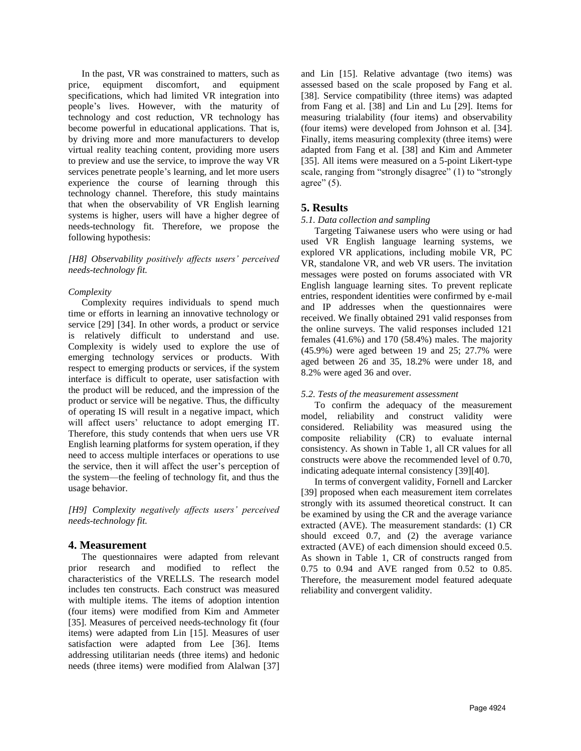In the past, VR was constrained to matters, such as price, equipment discomfort, and equipment specifications, which had limited VR integration into people's lives. However, with the maturity of technology and cost reduction, VR technology has become powerful in educational applications. That is, by driving more and more manufacturers to develop virtual reality teaching content, providing more users to preview and use the service, to improve the way VR services penetrate people's learning, and let more users experience the course of learning through this technology channel. Therefore, this study maintains that when the observability of VR English learning systems is higher, users will have a higher degree of needs-technology fit. Therefore, we propose the following hypothesis:

*[H8] Observability positively affects users' perceived needs-technology fit.*

*Complexity*

Complexity requires individuals to spend much time or efforts in learning an innovative technology or service [29] [34]. In other words, a product or service is relatively difficult to understand and use. Complexity is widely used to explore the use of emerging technology services or products. With respect to emerging products or services, if the system interface is difficult to operate, user satisfaction with the product will be reduced, and the impression of the product or service will be negative. Thus, the difficulty of operating IS will result in a negative impact, which will affect users' reluctance to adopt emerging IT. Therefore, this study contends that when uers use VR English learning platforms for system operation, if they need to access multiple interfaces or operations to use the service, then it will affect the user's perception of the system—the feeling of technology fit, and thus the usage behavior.

*[H9] Complexity negatively affects users' perceived needs-technology fit.*

## 4. Measurement

The questionnaires were adapted from relevant prior research and modified to reflect the characteristics of the VRELLS. The research model includes ten constructs. Each construct was measured with multiple items. The items of adoption intention (four items) were modified from Kim and Ammeter [35]. Measures of perceived needs-technology fit (four items) were adapted from Lin [15]. Measures of user satisfaction were adapted from Lee [36]. Items addressing utilitarian needs (three items) and hedonic needs (three items) were modified from Alalwan [37] and Lin [15]. Relative advantage (two items) was assessed based on the scale proposed by Fang et al. [38]. Service compatibility (three items) was adapted from Fang et al. [38] and Lin and Lu [29]. Items for measuring trialability (four items) and observability (four items) were developed from Johnson et al. [34]. Finally, items measuring complexity (three items) were adapted from Fang et al. [38] and Kim and Ammeter [35]. All items were measured on a 5-point Likert-type scale, ranging from "strongly disagree" (1) to "strongly agree" (5).

## 5. Results

### *5.1. Data collection and sampling*

Targeting Taiwanese users who were using or had used VR English language learning systems, we explored VR applications, including mobile VR, PC VR, standalone VR, and web VR users. The invitation messages were posted on forums associated with VR English language learning sites. To prevent replicate entries, respondent identities were confirmed by e-mail and IP addresses when the questionnaires were received. We finally obtained 291 valid responses from the online surveys. The valid responses included 121 females (41.6%) and 170 (58.4%) males. The majority (45.9%) were aged between 19 and 25; 27.7% were aged between 26 and 35, 18.2% were under 18, and 8.2% were aged 36 and over.

### *5.2. Tests of the measurement assessment*

To confirm the adequacy of the measurement model, reliability and construct validity were considered. Reliability was measured using the composite reliability (CR) to evaluate internal consistency. As shown in Table 1, all CR values for all constructs were above the recommended level of 0.70, indicating adequate internal consistency [39][40].

In terms of convergent validity, Fornell and Larcker [39] proposed when each measurement item correlates strongly with its assumed theoretical construct. It can be examined by using the CR and the average variance extracted (AVE). The measurement standards: (1) CR should exceed 0.7, and (2) the average variance extracted (AVE) of each dimension should exceed 0.5. As shown in Table 1, CR of constructs ranged from 0.75 to 0.94 and AVE ranged from 0.52 to 0.85. Therefore, the measurement model featured adequate reliability and convergent validity.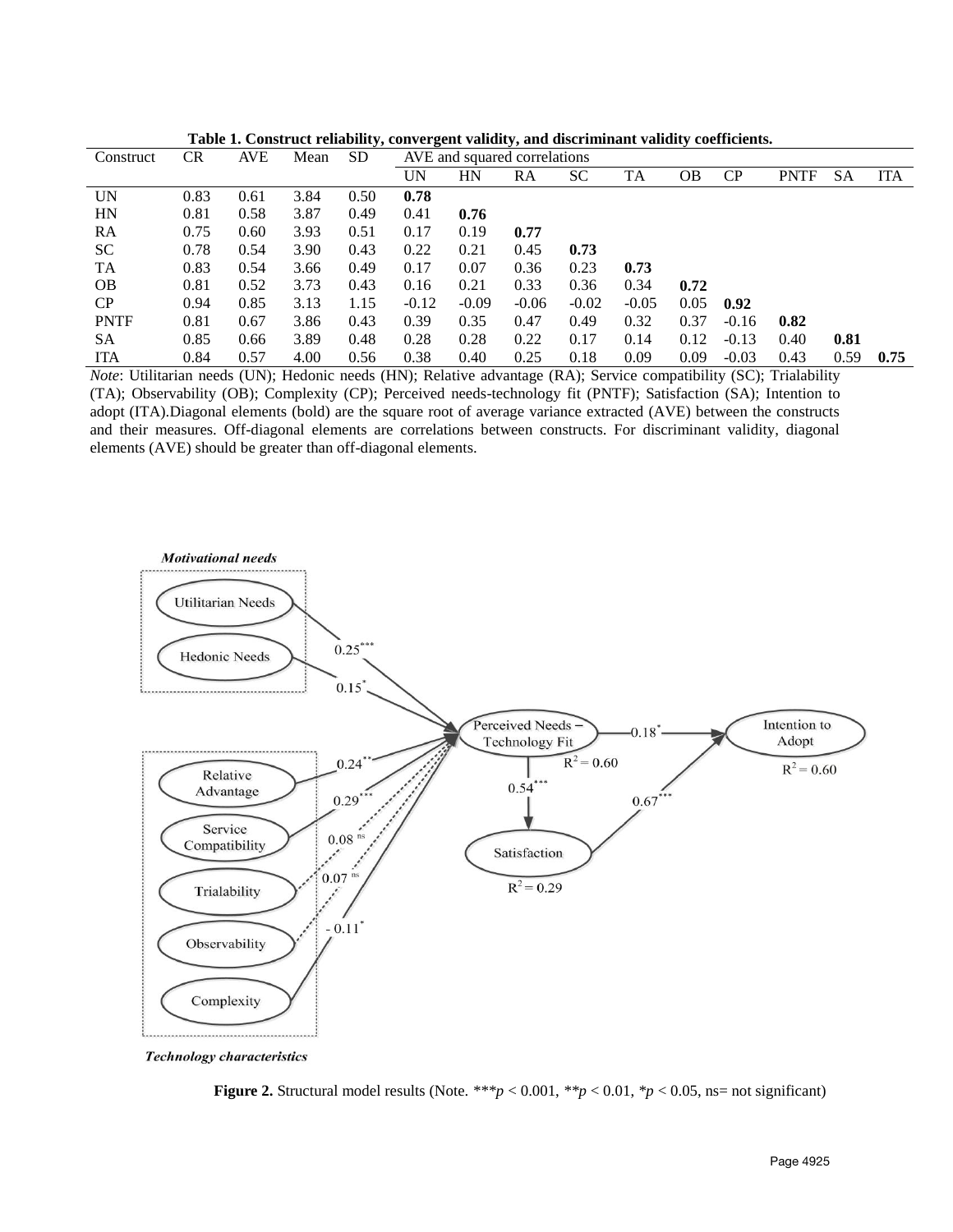**Table 1. Construct reliability, convergent validity, and discriminant validity coefficients.**

| Construct | CR | AVE | Mean | SD | AVE and squared correlations | | | | | | | | | |
|---|---|---|---|---|---|---|---|---|---|---|---|---|---|---|
| | | | | | UN | HN | RA | SC | TA | OB | CP | PNTF | SA | ITA |
| UN | 0.83 | 0.61 | 3.84 | 0.50 | **0.78** | | | | | | | | | |
| HN | 0.81 | 0.58 | 3.87 | 0.49 | 0.41 | **0.76** | | | | | | | | |
| RA | 0.75 | 0.60 | 3.93 | 0.51 | 0.17 | 0.19 | **0.77** | | | | | | | |
| SC | 0.78 | 0.54 | 3.90 | 0.43 | 0.22 | 0.21 | 0.45 | **0.73** | | | | | | |
| TA | 0.83 | 0.54 | 3.66 | 0.49 | 0.17 | 0.07 | 0.36 | 0.23 | **0.73** | | | | | |
| OB | 0.81 | 0.52 | 3.73 | 0.43 | 0.16 | 0.21 | 0.33 | 0.36 | 0.34 | **0.72** | | | | |
| CP | 0.94 | 0.85 | 3.13 | 1.15 | -0.12 | -0.09 | -0.06 | -0.02 | -0.05 | 0.05 | **0.92** | | | |
| PNTF | 0.81 | 0.67 | 3.86 | 0.43 | 0.39 | 0.35 | 0.47 | 0.49 | 0.32 | 0.37 | -0.16 | **0.82** | | |
| SA | 0.85 | 0.66 | 3.89 | 0.48 | 0.28 | 0.28 | 0.22 | 0.17 | 0.14 | 0.12 | -0.13 | 0.40 | **0.81** | |
| ITA | 0.84 | 0.57 | 4.00 | 0.56 | 0.38 | 0.40 | 0.25 | 0.18 | 0.09 | 0.09 | -0.03 | 0.43 | 0.59 | **0.75** |

*Note*: Utilitarian needs (UN); Hedonic needs (HN); Relative advantage (RA); Service compatibility (SC); Trialability (TA); Observability (OB); Complexity (CP); Perceived needs-technology fit (PNTF); Satisfaction (SA); Intention to adopt (ITA).Diagonal elements (bold) are the square root of average variance extracted (AVE) between the constructs and their measures. Off-diagonal elements are correlations between constructs. For discriminant validity, diagonal elements (AVE) should be greater than off-diagonal elements.

**Figure 2.** Structural model results (Note. ***$p < 0.001$, **$p < 0.01$, *$p < 0.05$, ns= not significant)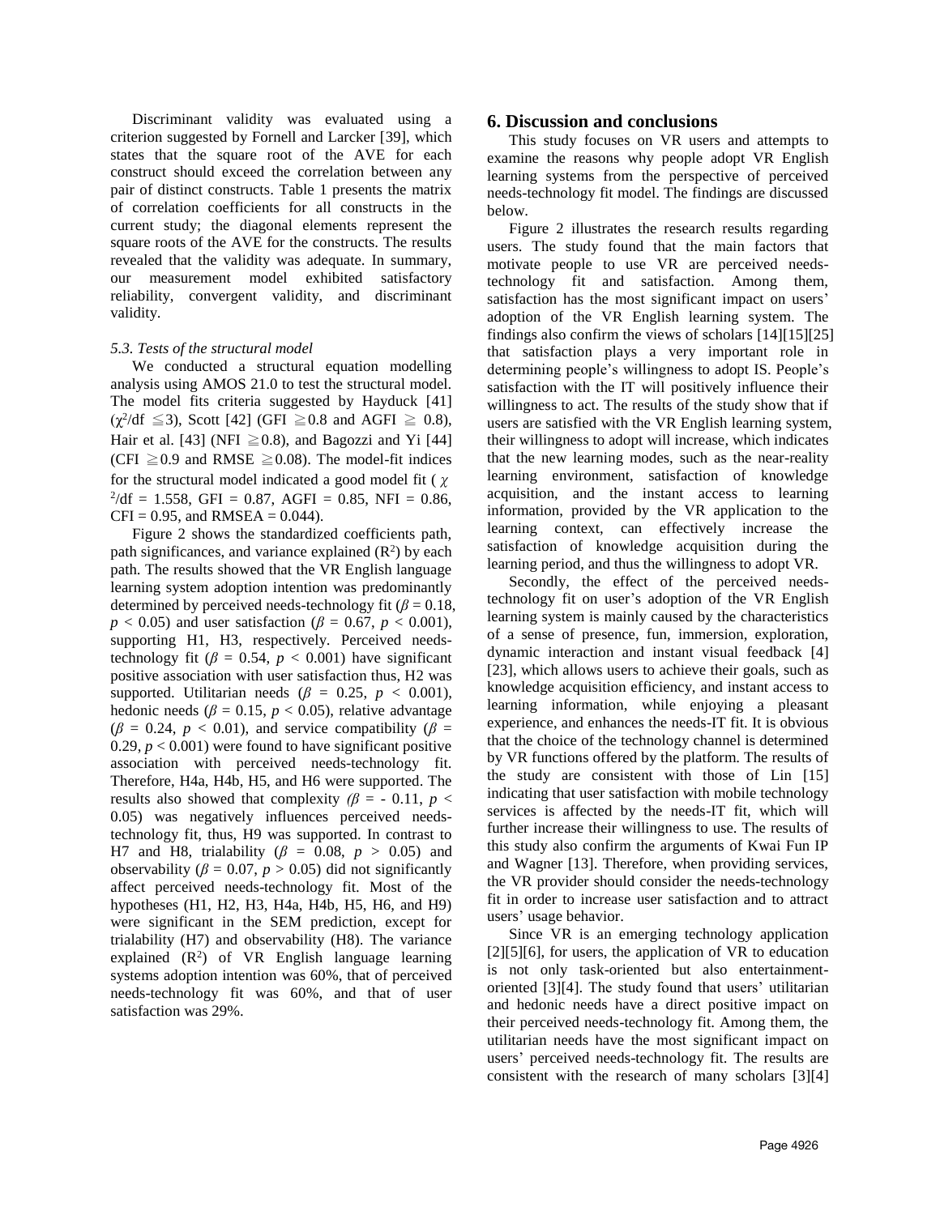Discriminant validity was evaluated using a criterion suggested by Fornell and Larcker [39], which states that the square root of the AVE for each construct should exceed the correlation between any pair of distinct constructs. Table 1 presents the matrix of correlation coefficients for all constructs in the current study; the diagonal elements represent the square roots of the AVE for the constructs. The results revealed that the validity was adequate. In summary, our measurement model exhibited satisfactory reliability, convergent validity, and discriminant validity.

### *5.3. Tests of the structural model*

We conducted a structural equation modelling analysis using AMOS 21.0 to test the structural model. The model fits criteria suggested by Hayduck [41] ($\chi^2$/df $\leqq 3$), Scott [42] (GFI $\geqq 0.8$ and AGFI $\geqq$ 0.8), Hair et al. [43] (NFI $\geqq 0.8$), and Bagozzi and Yi [44] (CFI $\geqq 0.9$ and RMSE $\geqq 0.08$). The model-fit indices for the structural model indicated a good model fit ($\chi^2$/df = 1.558, GFI = 0.87, AGFI = 0.85, NFI = 0.86, CFI = 0.95, and RMSEA = 0.044).

Figure 2 shows the standardized coefficients path, path significances, and variance explained ($R^2$) by each path. The results showed that the VR English language learning system adoption intention was predominantly determined by perceived needs-technology fit ($\beta = 0.18$, $p < 0.05$) and user satisfaction ($\beta = 0.67$, $p < 0.001$), supporting H1, H3, respectively. Perceived needs-technology fit ($\beta = 0.54$, $p < 0.001$) have significant positive association with user satisfaction thus, H2 was supported. Utilitarian needs ($\beta = 0.25$, $p < 0.001$), hedonic needs ($\beta = 0.15$, $p < 0.05$), relative advantage ($\beta = 0.24$, $p < 0.01$), and service compatibility ($\beta = 0.29$, $p < 0.001$) were found to have significant positive association with perceived needs-technology fit. Therefore, H4a, H4b, H5, and H6 were supported. The results also showed that complexity ($\beta = -0.11$, $p < 0.05$) was negatively influences perceived needs-technology fit, thus, H9 was supported. In contrast to H7 and H8, trialability ($\beta = 0.08$, $p > 0.05$) and observability ($\beta = 0.07$, $p > 0.05$) did not significantly affect perceived needs-technology fit. Most of the hypotheses (H1, H2, H3, H4a, H4b, H5, H6, and H9) were significant in the SEM prediction, except for trialability (H7) and observability (H8). The variance explained ($R^2$) of VR English language learning systems adoption intention was 60%, that of perceived needs-technology fit was 60%, and that of user satisfaction was 29%.

## 6. Discussion and conclusions

This study focuses on VR users and attempts to examine the reasons why people adopt VR English learning systems from the perspective of perceived needs-technology fit model. The findings are discussed below.

Figure 2 illustrates the research results regarding users. The study found that the main factors that motivate people to use VR are perceived needs-technology fit and satisfaction. Among them, satisfaction has the most significant impact on users' adoption of the VR English learning system. The findings also confirm the views of scholars [14][15][25] that satisfaction plays a very important role in determining people's willingness to adopt IS. People's satisfaction with the IT will positively influence their willingness to act. The results of the study show that if users are satisfied with the VR English learning system, their willingness to adopt will increase, which indicates that the new learning modes, such as the near-reality learning environment, satisfaction of knowledge acquisition, and the instant access to learning information, provided by the VR application to the learning context, can effectively increase the satisfaction of knowledge acquisition during the learning period, and thus the willingness to adopt VR.

Secondly, the effect of the perceived needs-technology fit on user's adoption of the VR English learning system is mainly caused by the characteristics of a sense of presence, fun, immersion, exploration, dynamic interaction and instant visual feedback [4] [23], which allows users to achieve their goals, such as knowledge acquisition efficiency, and instant access to learning information, while enjoying a pleasant experience, and enhances the needs-IT fit. It is obvious that the choice of the technology channel is determined by VR functions offered by the platform. The results of the study are consistent with those of Lin [15] indicating that user satisfaction with mobile technology services is affected by the needs-IT fit, which will further increase their willingness to use. The results of this study also confirm the arguments of Kwai Fun IP and Wagner [13]. Therefore, when providing services, the VR provider should consider the needs-technology fit in order to increase user satisfaction and to attract users' usage behavior.

Since VR is an emerging technology application [2][5][6], for users, the application of VR to education is not only task-oriented but also entertainment-oriented [3][4]. The study found that users' utilitarian and hedonic needs have a direct positive impact on their perceived needs-technology fit. Among them, the utilitarian needs have the most significant impact on users' perceived needs-technology fit. The results are consistent with the research of many scholars [3][4]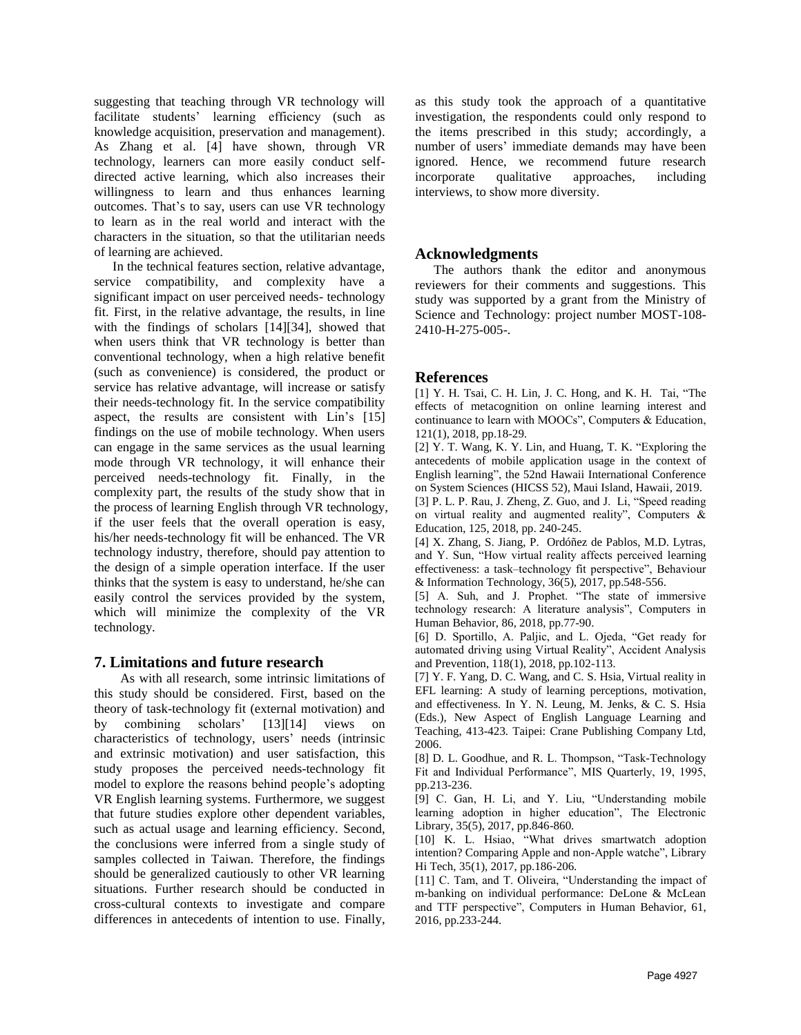suggesting that teaching through VR technology will facilitate students' learning efficiency (such as knowledge acquisition, preservation and management). As Zhang et al. [4] have shown, through VR technology, learners can more easily conduct self-directed active learning, which also increases their willingness to learn and thus enhances learning outcomes. That's to say, users can use VR technology to learn as in the real world and interact with the characters in the situation, so that the utilitarian needs of learning are achieved.

In the technical features section, relative advantage, service compatibility, and complexity have a significant impact on user perceived needs- technology fit. First, in the relative advantage, the results, in line with the findings of scholars [14][34], showed that when users think that VR technology is better than conventional technology, when a high relative benefit (such as convenience) is considered, the product or service has relative advantage, will increase or satisfy their needs-technology fit. In the service compatibility aspect, the results are consistent with Lin's [15] findings on the use of mobile technology. When users can engage in the same services as the usual learning mode through VR technology, it will enhance their perceived needs-technology fit. Finally, in the complexity part, the results of the study show that in the process of learning English through VR technology, if the user feels that the overall operation is easy, his/her needs-technology fit will be enhanced. The VR technology industry, therefore, should pay attention to the design of a simple operation interface. If the user thinks that the system is easy to understand, he/she can easily control the services provided by the system, which will minimize the complexity of the VR technology.

## 7. Limitations and future research

As with all research, some intrinsic limitations of this study should be considered. First, based on the theory of task-technology fit (external motivation) and by combining scholars' [13][14] views on characteristics of technology, users' needs (intrinsic and extrinsic motivation) and user satisfaction, this study proposes the perceived needs-technology fit model to explore the reasons behind people's adopting VR English learning systems. Furthermore, we suggest that future studies explore other dependent variables, such as actual usage and learning efficiency. Second, the conclusions were inferred from a single study of samples collected in Taiwan. Therefore, the findings should be generalized cautiously to other VR learning situations. Further research should be conducted in cross-cultural contexts to investigate and compare differences in antecedents of intention to use. Finally, as this study took the approach of a quantitative investigation, the respondents could only respond to the items prescribed in this study; accordingly, a number of users' immediate demands may have been ignored. Hence, we recommend future research incorporate qualitative approaches, including interviews, to show more diversity.

## Acknowledgments

The authors thank the editor and anonymous reviewers for their comments and suggestions. This study was supported by a grant from the Ministry of Science and Technology: project number MOST-108-2410-H-275-005-.

## References

[1] Y. H. Tsai, C. H. Lin, J. C. Hong, and K. H. Tai, "The effects of metacognition on online learning interest and continuance to learn with MOOCs", Computers & Education, 121(1), 2018, pp.18-29.

[2] Y. T. Wang, K. Y. Lin, and Huang, T. K. "Exploring the antecedents of mobile application usage in the context of English learning", the 52nd Hawaii International Conference on System Sciences (HICSS 52), Maui Island, Hawaii, 2019.

[3] P. L. P. Rau, J. Zheng, Z. Guo, and J. Li, "Speed reading on virtual reality and augmented reality", Computers & Education, 125, 2018, pp. 240-245.

[4] X. Zhang, S. Jiang, P. Ordóñez de Pablos, M.D. Lytras, and Y. Sun, "How virtual reality affects perceived learning effectiveness: a task–technology fit perspective", Behaviour & Information Technology, 36(5), 2017, pp.548-556.

[5] A. Suh, and J. Prophet. "The state of immersive technology research: A literature analysis", Computers in Human Behavior, 86, 2018, pp.77-90.

[6] D. Sportillo, A. Paljic, and L. Ojeda, "Get ready for automated driving using Virtual Reality", Accident Analysis and Prevention, 118(1), 2018, pp.102-113.

[7] Y. F. Yang, D. C. Wang, and C. S. Hsia, Virtual reality in EFL learning: A study of learning perceptions, motivation, and effectiveness. In Y. N. Leung, M. Jenks, & C. S. Hsia (Eds.), New Aspect of English Language Learning and Teaching, 413-423. Taipei: Crane Publishing Company Ltd, 2006.

[8] D. L. Goodhue, and R. L. Thompson, "Task-Technology Fit and Individual Performance", MIS Quarterly, 19, 1995, pp.213-236.

[9] C. Gan, H. Li, and Y. Liu, "Understanding mobile learning adoption in higher education", The Electronic Library, 35(5), 2017, pp.846-860.

[10] K. L. Hsiao, "What drives smartwatch adoption intention? Comparing Apple and non-Apple watche", Library Hi Tech, 35(1), 2017, pp.186-206.

[11] C. Tam, and T. Oliveira, "Understanding the impact of m-banking on individual performance: DeLone & McLean and TTF perspective", Computers in Human Behavior, 61, 2016, pp.233-244.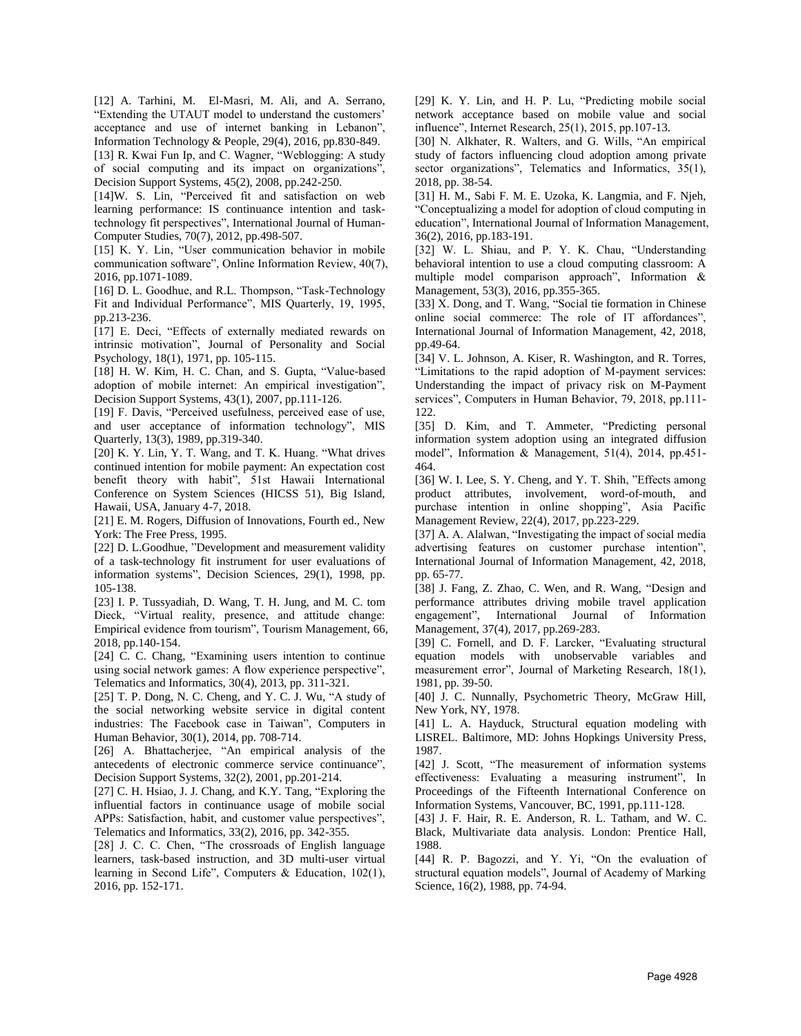[12] A. Tarhini, M. El-Masri, M. Ali, and A. Serrano, "Extending the UTAUT model to understand the customers' acceptance and use of internet banking in Lebanon", Information Technology & People, 29(4), 2016, pp.830-849.

[13] R. Kwai Fun Ip, and C. Wagner, "Weblogging: A study of social computing and its impact on organizations", Decision Support Systems, 45(2), 2008, pp.242-250.

[14]W. S. Lin, "Perceived fit and satisfaction on web learning performance: IS continuance intention and task-technology fit perspectives", International Journal of Human-Computer Studies, 70(7), 2012, pp.498-507.

[15] K. Y. Lin, "User communication behavior in mobile communication software", Online Information Review, 40(7), 2016, pp.1071-1089.

[16] D. L. Goodhue, and R.L. Thompson, "Task-Technology Fit and Individual Performance", MIS Quarterly, 19, 1995, pp.213-236.

[17] E. Deci, "Effects of externally mediated rewards on intrinsic motivation", Journal of Personality and Social Psychology, 18(1), 1971, pp. 105-115.

[18] H. W. Kim, H. C. Chan, and S. Gupta, "Value-based adoption of mobile internet: An empirical investigation", Decision Support Systems, 43(1), 2007, pp.111-126.

[19] F. Davis, "Perceived usefulness, perceived ease of use, and user acceptance of information technology", MIS Quarterly, 13(3), 1989, pp.319-340.

[20] K. Y. Lin, Y. T. Wang, and T. K. Huang. "What drives continued intention for mobile payment: An expectation cost benefit theory with habit", 51st Hawaii International Conference on System Sciences (HICSS 51), Big Island, Hawaii, USA, January 4-7, 2018.

[21] E. M. Rogers, Diffusion of Innovations, Fourth ed., New York: The Free Press, 1995.

[22] D. L.Goodhue, "Development and measurement validity of a task-technology fit instrument for user evaluations of information systems", Decision Sciences, 29(1), 1998, pp. 105-138.

[23] I. P. Tussyadiah, D. Wang, T. H. Jung, and M. C. tom Dieck, "Virtual reality, presence, and attitude change: Empirical evidence from tourism", Tourism Management, 66, 2018, pp.140-154.

[24] C. C. Chang, "Examining users intention to continue using social network games: A flow experience perspective", Telematics and Informatics, 30(4), 2013, pp. 311-321.

[25] T. P. Dong, N. C. Cheng, and Y. C. J. Wu, "A study of the social networking website service in digital content industries: The Facebook case in Taiwan", Computers in Human Behavior, 30(1), 2014, pp. 708-714.

[26] A. Bhattacherjee, "An empirical analysis of the antecedents of electronic commerce service continuance", Decision Support Systems, 32(2), 2001, pp.201-214.

[27] C. H. Hsiao, J. J. Chang, and K.Y. Tang, "Exploring the influential factors in continuance usage of mobile social APPs: Satisfaction, habit, and customer value perspectives", Telematics and Informatics, 33(2), 2016, pp. 342-355.

[28] J. C. C. Chen, "The crossroads of English language learners, task-based instruction, and 3D multi-user virtual learning in Second Life", Computers & Education, 102(1), 2016, pp. 152-171.

[29] K. Y. Lin, and H. P. Lu, "Predicting mobile social network acceptance based on mobile value and social influence", Internet Research, 25(1), 2015, pp.107-13.

[30] N. Alkhater, R. Walters, and G. Wills, "An empirical study of factors influencing cloud adoption among private sector organizations", Telematics and Informatics, 35(1), 2018, pp. 38-54.

[31] H. M., Sabi F. M. E. Uzoka, K. Langmia, and F. Njeh, "Conceptualizing a model for adoption of cloud computing in education", International Journal of Information Management, 36(2), 2016, pp.183-191.

[32] W. L. Shiau, and P. Y. K. Chau, "Understanding behavioral intention to use a cloud computing classroom: A multiple model comparison approach", Information & Management, 53(3), 2016, pp.355-365.

[33] X. Dong, and T. Wang, "Social tie formation in Chinese online social commerce: The role of IT affordances", International Journal of Information Management, 42, 2018, pp.49-64.

[34] V. L. Johnson, A. Kiser, R. Washington, and R. Torres, "Limitations to the rapid adoption of M-payment services: Understanding the impact of privacy risk on M-Payment services", Computers in Human Behavior, 79, 2018, pp.111-122.

[35] D. Kim, and T. Ammeter, "Predicting personal information system adoption using an integrated diffusion model", Information & Management, 51(4), 2014, pp.451-464.

[36] W. I. Lee, S. Y. Cheng, and Y. T. Shih, "Effects among product attributes, involvement, word-of-mouth, and purchase intention in online shopping", Asia Pacific Management Review, 22(4), 2017, pp.223-229.

[37] A. A. Alalwan, "Investigating the impact of social media advertising features on customer purchase intention", International Journal of Information Management, 42, 2018, pp. 65-77.

[38] J. Fang, Z. Zhao, C. Wen, and R. Wang, "Design and performance attributes driving mobile travel application engagement", International Journal of Information Management, 37(4), 2017, pp.269-283.

[39] C. Fornell, and D. F. Larcker, "Evaluating structural equation models with unobservable variables and measurement error", Journal of Marketing Research, 18(1), 1981, pp. 39-50.

[40] J. C. Nunnally, Psychometric Theory, McGraw Hill, New York, NY, 1978.

[41] L. A. Hayduck, Structural equation modeling with LISREL. Baltimore, MD: Johns Hopkings University Press, 1987.

[42] J. Scott, "The measurement of information systems effectiveness: Evaluating a measuring instrument", In Proceedings of the Fifteenth International Conference on Information Systems, Vancouver, BC, 1991, pp.111-128.

[43] J. F. Hair, R. E. Anderson, R. L. Tatham, and W. C. Black, Multivariate data analysis. London: Prentice Hall, 1988.

[44] R. P. Bagozzi, and Y. Yi, "On the evaluation of structural equation models", Journal of Academy of Marking Science, 16(2), 1988, pp. 74-94.